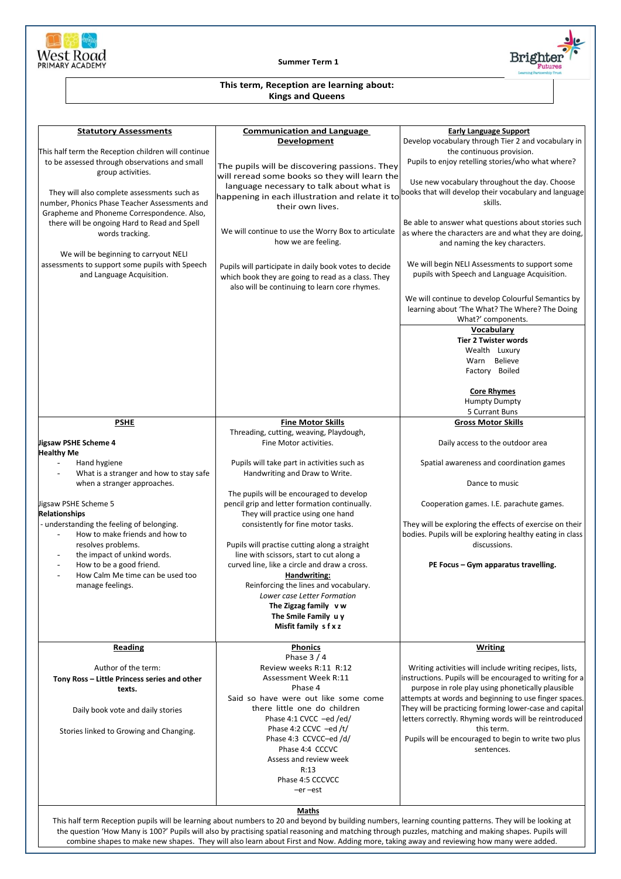West Road PRIMARY ACADEMY

**Summer Term 1**

Brighter Futures Learning Partnership Trust

**This term, Reception are learning about:**
**Kings and Queens**

## Statutory Assessments

This half term the Reception children will continue to be assessed through observations and small group activities.

They will also complete assessments such as number, Phonics Phase Teacher Assessments and Grapheme and Phoneme Correspondence. Also, there will be ongoing Hard to Read and Spell words tracking.

We will be beginning to carryout NELI assessments to support some pupils with Speech and Language Acquisition.

## Communication and Language Development

The pupils will be discovering passions. They will reread some books so they will learn the language necessary to talk about what is happening in each illustration and relate it to their own lives.

We will continue to use the Worry Box to articulate how we are feeling.

Pupils will participate in daily book votes to decide which book they are going to read as a class. They also will be continuing to learn core rhymes.

## Early Language Support

Develop vocabulary through Tier 2 and vocabulary in the continuous provision.

Pupils to enjoy retelling stories/who what where?

Use new vocabulary throughout the day. Choose books that will develop their vocabulary and language skills.

Be able to answer what questions about stories such as where the characters are and what they are doing, and naming the key characters.

We will begin NELI Assessments to support some pupils with Speech and Language Acquisition.

We will continue to develop Colourful Semantics by learning about 'The What? The Where? The Doing What?' components.

## Vocabulary

**Tier 2 Twister words**

Wealth Luxury
Warn Believe
Factory Boiled

**Core Rhymes**

Humpty Dumpty
5 Currant Buns

## PSHE

**Jigsaw PSHE Scheme 4**
**Healthy Me**

- Hand hygiene
- What is a stranger and how to stay safe when a stranger approaches.

Jigsaw PSHE Scheme 5
**Relationships**

- understanding the feeling of belonging.
- How to make friends and how to resolves problems.
- the impact of unkind words.
- How to be a good friend.
- How Calm Me time can be used too manage feelings.

## Fine Motor Skills

Threading, cutting, weaving, Playdough, Fine Motor activities.

Pupils will take part in activities such as Handwriting and Draw to Write.

The pupils will be encouraged to develop pencil grip and letter formation continually. They will practice using one hand consistently for fine motor tasks.

Pupils will practise cutting along a straight line with scissors, start to cut along a curved line, like a circle and draw a cross.

**Handwriting:**

Reinforcing the lines and vocabulary.

*Lower case Letter Formation*

**The Zigzag family v w**
**The Smile Family u y**
**Misfit family s f x z**

## Gross Motor Skills

Daily access to the outdoor area

Spatial awareness and coordination games

Dance to music

Cooperation games. I.E. parachute games.

They will be exploring the effects of exercise on their bodies. Pupils will be exploring healthy eating in class discussions.

**PE Focus – Gym apparatus travelling.**

## Reading

Author of the term:

**Tony Ross – Little Princess series and other texts.**

Daily book vote and daily stories

Stories linked to Growing and Changing.

## Phonics

Phase 3 / 4
Review weeks R:11 R:12
Assessment Week R:11
Phase 4
Said so have were out like some come there little one do children
Phase 4:1 CVCC –ed /ed/
Phase 4:2 CCVC –ed /t/
Phase 4:3 CCVCC–ed /d/
Phase 4:4 CCCVC
Assess and review week
R:13
Phase 4:5 CCCVCC
–er –est

## Writing

Writing activities will include writing recipes, lists, instructions. Pupils will be encouraged to writing for a purpose in role play using phonetically plausible attempts at words and beginning to use finger spaces. They will be practicing forming lower-case and capital letters correctly. Rhyming words will be reintroduced this term.

Pupils will be encouraged to begin to write two plus sentences.

## Maths

This half term Reception pupils will be learning about numbers to 20 and beyond by building numbers, learning counting patterns. They will be looking at the question 'How Many is 100?' Pupils will also by practising spatial reasoning and matching through puzzles, matching and making shapes. Pupils will combine shapes to make new shapes. They will also learn about First and Now. Adding more, taking away and reviewing how many were added.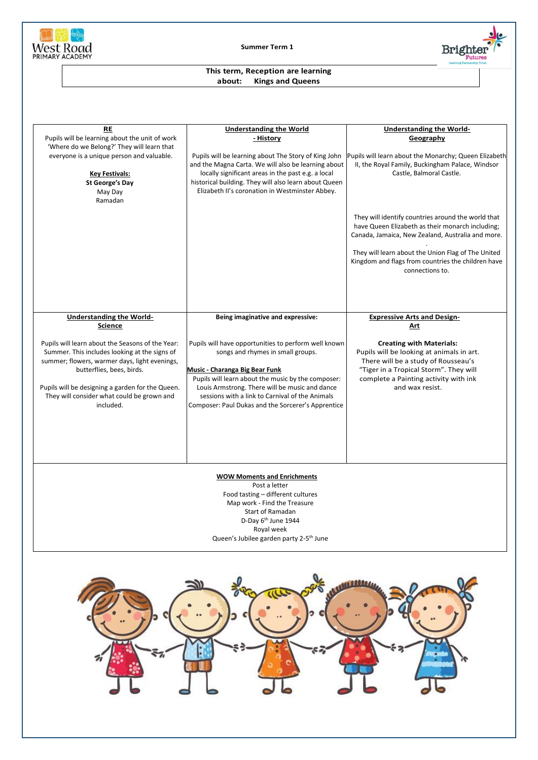Summer Term 1

## This term, Reception are learning about: Kings and Queens

| RE | Understanding the World - History | Understanding the World- Geography |
|---|---|---|
| Pupils will be learning about the unit of work 'Where do we Belong?' They will learn that everyone is a unique person and valuable.<br><br>**Key Festivals:**<br>**St George's Day**<br>May Day<br>Ramadan | Pupils will be learning about The Story of King John and the Magna Carta. We will also be learning about locally significant areas in the past e.g. a local historical building. They will also learn about Queen Elizabeth II's coronation in Westminster Abbey. | Pupils will learn about the Monarchy; Queen Elizabeth II, the Royal Family, Buckingham Palace, Windsor Castle, Balmoral Castle.<br><br>They will identify countries around the world that have Queen Elizabeth as their monarch including; Canada, Jamaica, New Zealand, Australia and more.<br>.<br>They will learn about the Union Flag of The United Kingdom and flags from countries the children have connections to. |
| **Understanding the World- Science** | **Being imaginative and expressive:** | **Expressive Arts and Design- Art** |
| Pupils will learn about the Seasons of the Year: Summer. This includes looking at the signs of summer; flowers, warmer days, light evenings, butterflies, bees, birds.<br><br>Pupils will be designing a garden for the Queen. They will consider what could be grown and included. | Pupils will have opportunities to perform well known songs and rhymes in small groups.<br><br>**Music - Charanga Big Bear Funk**<br>Pupils will learn about the music by the composer: Louis Armstrong. There will be music and dance sessions with a link to Carnival of the Animals<br>Composer: Paul Dukas and the Sorcerer's Apprentice | **Creating with Materials:**<br>Pupils will be looking at animals in art. There will be a study of Rousseau's "Tiger in a Tropical Storm". They will complete a Painting activity with ink and wax resist. |

**WOW Moments and Enrichments**

Post a letter
Food tasting – different cultures
Map work - Find the Treasure
Start of Ramadan
D-Day 6th June 1944
Royal week
Queen's Jubilee garden party 2-5th June